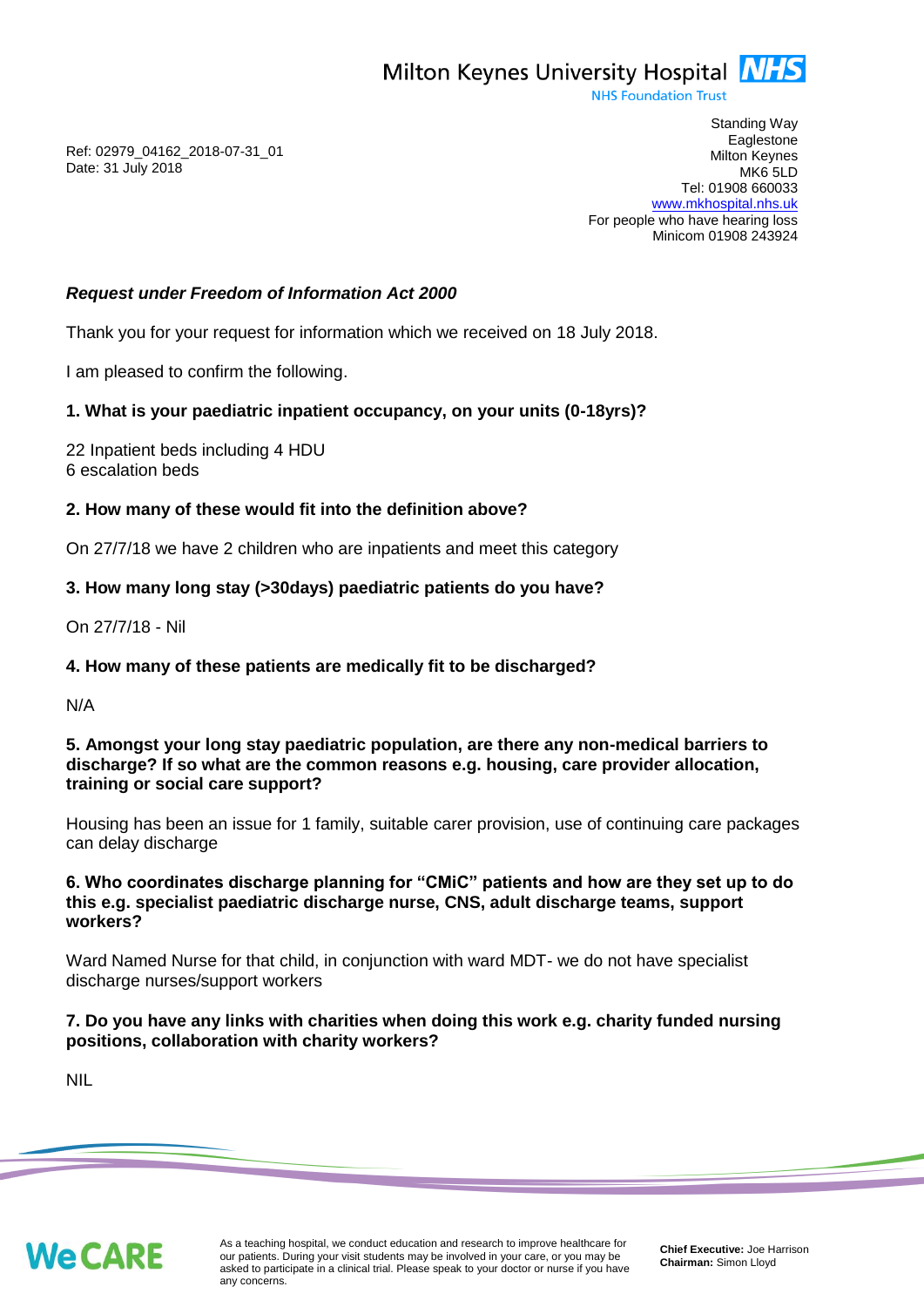Milton Keynes University Hospital NHS
NHS Foundation Trust

Standing Way
Eaglestone
Milton Keynes
MK6 5LD
Tel: 01908 660033
www.mkhospital.nhs.uk
For people who have hearing loss
Minicom 01908 243924

Ref: 02979_04162_2018-07-31_01
Date: 31 July 2018

***Request under Freedom of Information Act 2000***

Thank you for your request for information which we received on 18 July 2018.

I am pleased to confirm the following.

**1. What is your paediatric inpatient occupancy, on your units (0-18yrs)?**

22 Inpatient beds including 4 HDU
6 escalation beds

**2. How many of these would fit into the definition above?**

On 27/7/18 we have 2 children who are inpatients and meet this category

**3. How many long stay (>30days) paediatric patients do you have?**

On 27/7/18 - Nil

**4. How many of these patients are medically fit to be discharged?**

N/A

**5. Amongst your long stay paediatric population, are there any non-medical barriers to discharge? If so what are the common reasons e.g. housing, care provider allocation, training or social care support?**

Housing has been an issue for 1 family, suitable carer provision, use of continuing care packages can delay discharge

**6. Who coordinates discharge planning for "CMiC" patients and how are they set up to do this e.g. specialist paediatric discharge nurse, CNS, adult discharge teams, support workers?**

Ward Named Nurse for that child, in conjunction with ward MDT- we do not have specialist discharge nurses/support workers

**7. Do you have any links with charities when doing this work e.g. charity funded nursing positions, collaboration with charity workers?**

NIL

We CARE

As a teaching hospital, we conduct education and research to improve healthcare for our patients. During your visit students may be involved in your care, or you may be asked to participate in a clinical trial. Please speak to your doctor or nurse if you have any concerns.

**Chief Executive:** Joe Harrison
**Chairman:** Simon Lloyd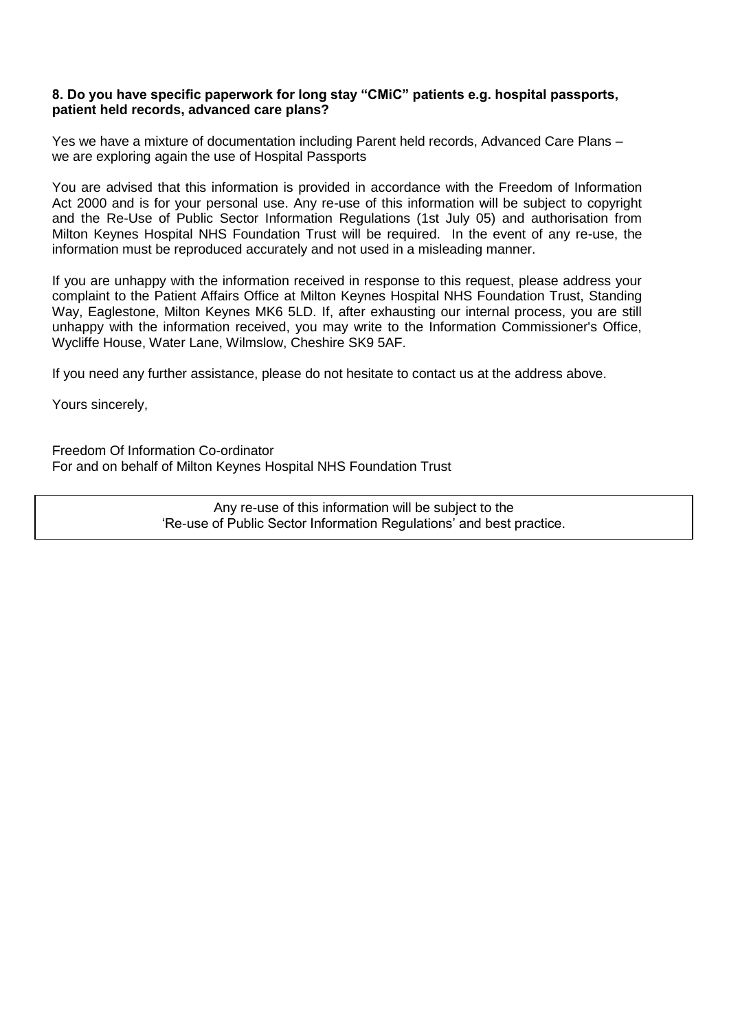**8. Do you have specific paperwork for long stay "CMiC" patients e.g. hospital passports, patient held records, advanced care plans?**

Yes we have a mixture of documentation including Parent held records, Advanced Care Plans – we are exploring again the use of Hospital Passports

You are advised that this information is provided in accordance with the Freedom of Information Act 2000 and is for your personal use. Any re-use of this information will be subject to copyright and the Re-Use of Public Sector Information Regulations (1st July 05) and authorisation from Milton Keynes Hospital NHS Foundation Trust will be required. In the event of any re-use, the information must be reproduced accurately and not used in a misleading manner.

If you are unhappy with the information received in response to this request, please address your complaint to the Patient Affairs Office at Milton Keynes Hospital NHS Foundation Trust, Standing Way, Eaglestone, Milton Keynes MK6 5LD. If, after exhausting our internal process, you are still unhappy with the information received, you may write to the Information Commissioner's Office, Wycliffe House, Water Lane, Wilmslow, Cheshire SK9 5AF.

If you need any further assistance, please do not hesitate to contact us at the address above.

Yours sincerely,

Freedom Of Information Co-ordinator
For and on behalf of Milton Keynes Hospital NHS Foundation Trust

Any re-use of this information will be subject to the 'Re-use of Public Sector Information Regulations' and best practice.